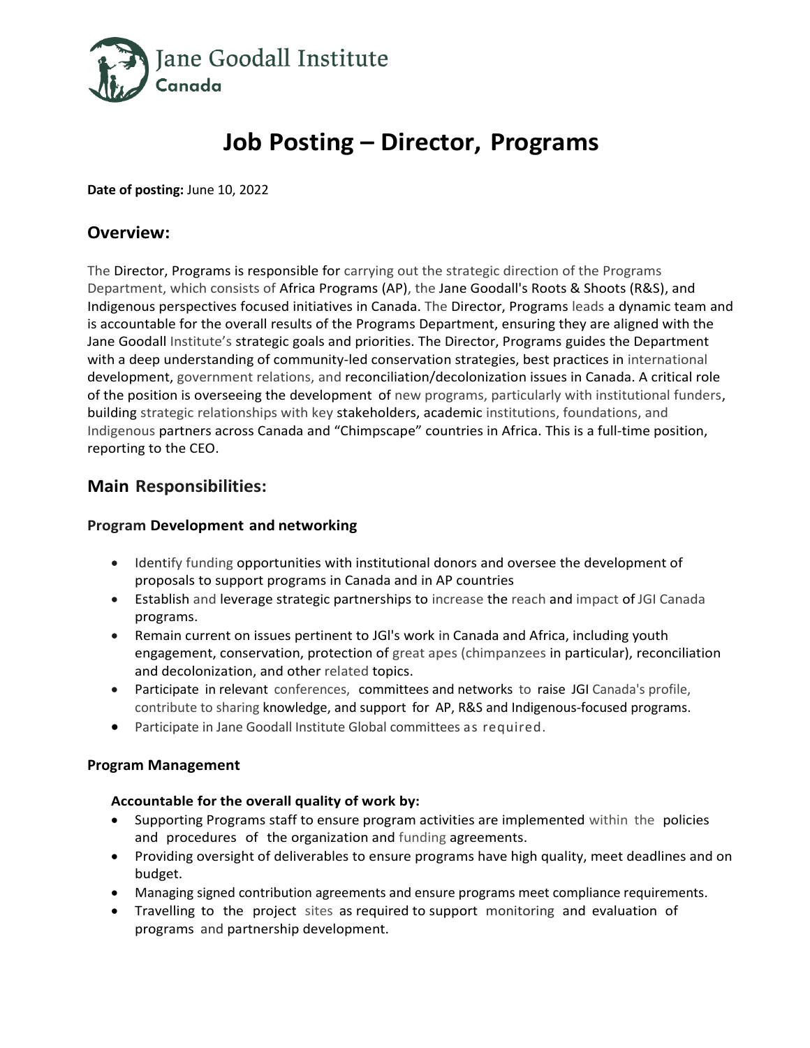Jane Goodall Institute
Canada

# Job Posting – Director, Programs

**Date of posting:** June 10, 2022

## Overview:

The Director, Programs is responsible for carrying out the strategic direction of the Programs Department, which consists of Africa Programs (AP), the Jane Goodall's Roots & Shoots (R&S), and Indigenous perspectives focused initiatives in Canada. The Director, Programs leads a dynamic team and is accountable for the overall results of the Programs Department, ensuring they are aligned with the Jane Goodall Institute's strategic goals and priorities. The Director, Programs guides the Department with a deep understanding of community-led conservation strategies, best practices in international development, government relations, and reconciliation/decolonization issues in Canada. A critical role of the position is overseeing the development of new programs, particularly with institutional funders, building strategic relationships with key stakeholders, academic institutions, foundations, and Indigenous partners across Canada and "Chimpscape" countries in Africa. This is a full-time position, reporting to the CEO.

## Main Responsibilities:

### Program Development and networking

- Identify funding opportunities with institutional donors and oversee the development of proposals to support programs in Canada and in AP countries
- Establish and leverage strategic partnerships to increase the reach and impact of JGI Canada programs.
- Remain current on issues pertinent to JGI's work in Canada and Africa, including youth engagement, conservation, protection of great apes (chimpanzees in particular), reconciliation and decolonization, and other related topics.
- Participate in relevant conferences, committees and networks to raise JGI Canada's profile, contribute to sharing knowledge, and support for AP, R&S and Indigenous-focused programs.
- Participate in Jane Goodall Institute Global committees as required.

### Program Management

**Accountable for the overall quality of work by:**

- Supporting Programs staff to ensure program activities are implemented within the policies and procedures of the organization and funding agreements.
- Providing oversight of deliverables to ensure programs have high quality, meet deadlines and on budget.
- Managing signed contribution agreements and ensure programs meet compliance requirements.
- Travelling to the project sites as required to support monitoring and evaluation of programs and partnership development.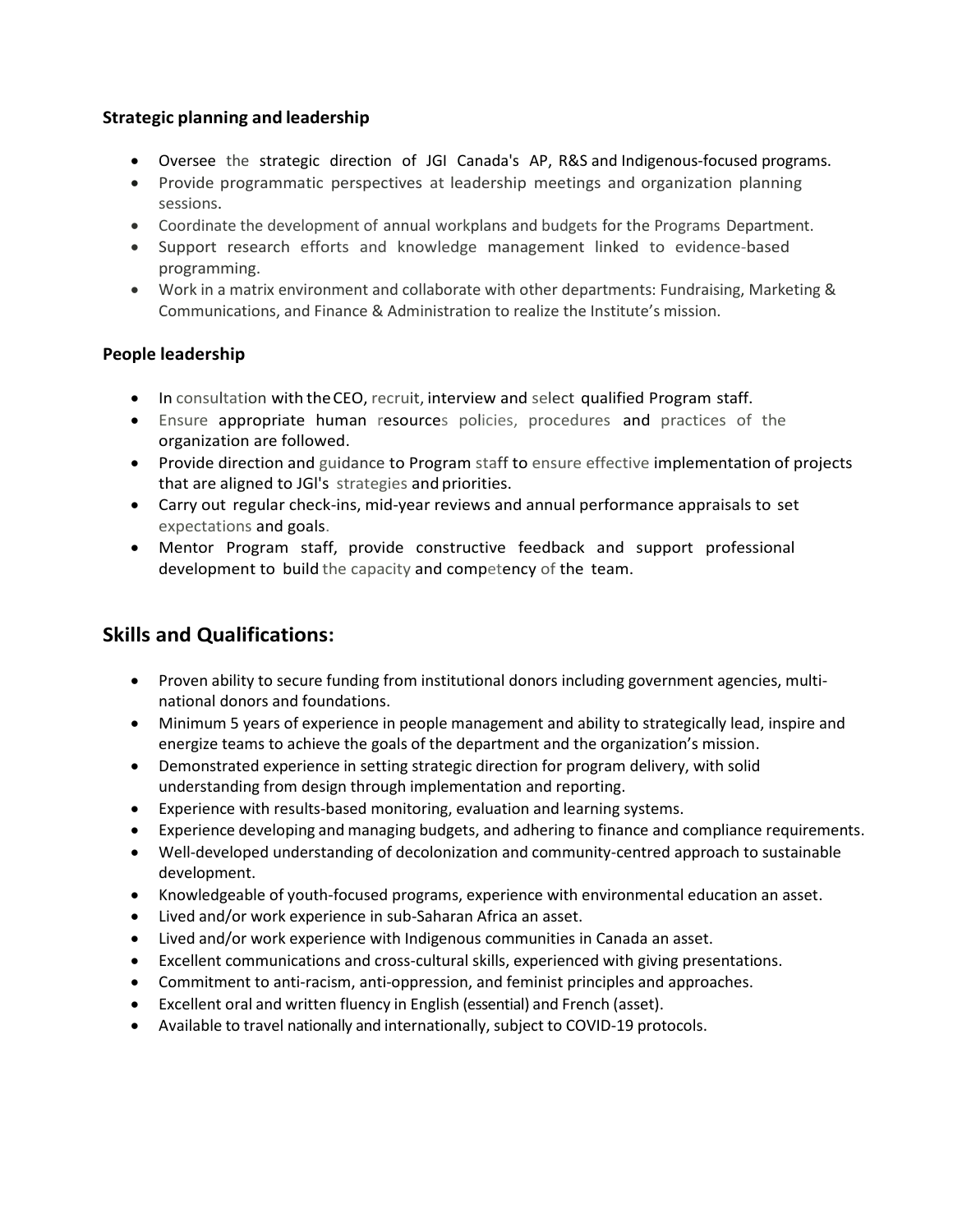### Strategic planning and leadership

- Oversee the strategic direction of JGI Canada's AP, R&S and Indigenous-focused programs.
- Provide programmatic perspectives at leadership meetings and organization planning sessions.
- Coordinate the development of annual workplans and budgets for the Programs Department.
- Support research efforts and knowledge management linked to evidence-based programming.
- Work in a matrix environment and collaborate with other departments: Fundraising, Marketing & Communications, and Finance & Administration to realize the Institute's mission.

### People leadership

- In consultation with the CEO, recruit, interview and select qualified Program staff.
- Ensure appropriate human resources policies, procedures and practices of the organization are followed.
- Provide direction and guidance to Program staff to ensure effective implementation of projects that are aligned to JGI's strategies and priorities.
- Carry out regular check-ins, mid-year reviews and annual performance appraisals to set expectations and goals.
- Mentor Program staff, provide constructive feedback and support professional development to build the capacity and competency of the team.

## Skills and Qualifications:

- Proven ability to secure funding from institutional donors including government agencies, multi-national donors and foundations.
- Minimum 5 years of experience in people management and ability to strategically lead, inspire and energize teams to achieve the goals of the department and the organization's mission.
- Demonstrated experience in setting strategic direction for program delivery, with solid understanding from design through implementation and reporting.
- Experience with results-based monitoring, evaluation and learning systems.
- Experience developing and managing budgets, and adhering to finance and compliance requirements.
- Well-developed understanding of decolonization and community-centred approach to sustainable development.
- Knowledgeable of youth-focused programs, experience with environmental education an asset.
- Lived and/or work experience in sub-Saharan Africa an asset.
- Lived and/or work experience with Indigenous communities in Canada an asset.
- Excellent communications and cross-cultural skills, experienced with giving presentations.
- Commitment to anti-racism, anti-oppression, and feminist principles and approaches.
- Excellent oral and written fluency in English (essential) and French (asset).
- Available to travel nationally and internationally, subject to COVID-19 protocols.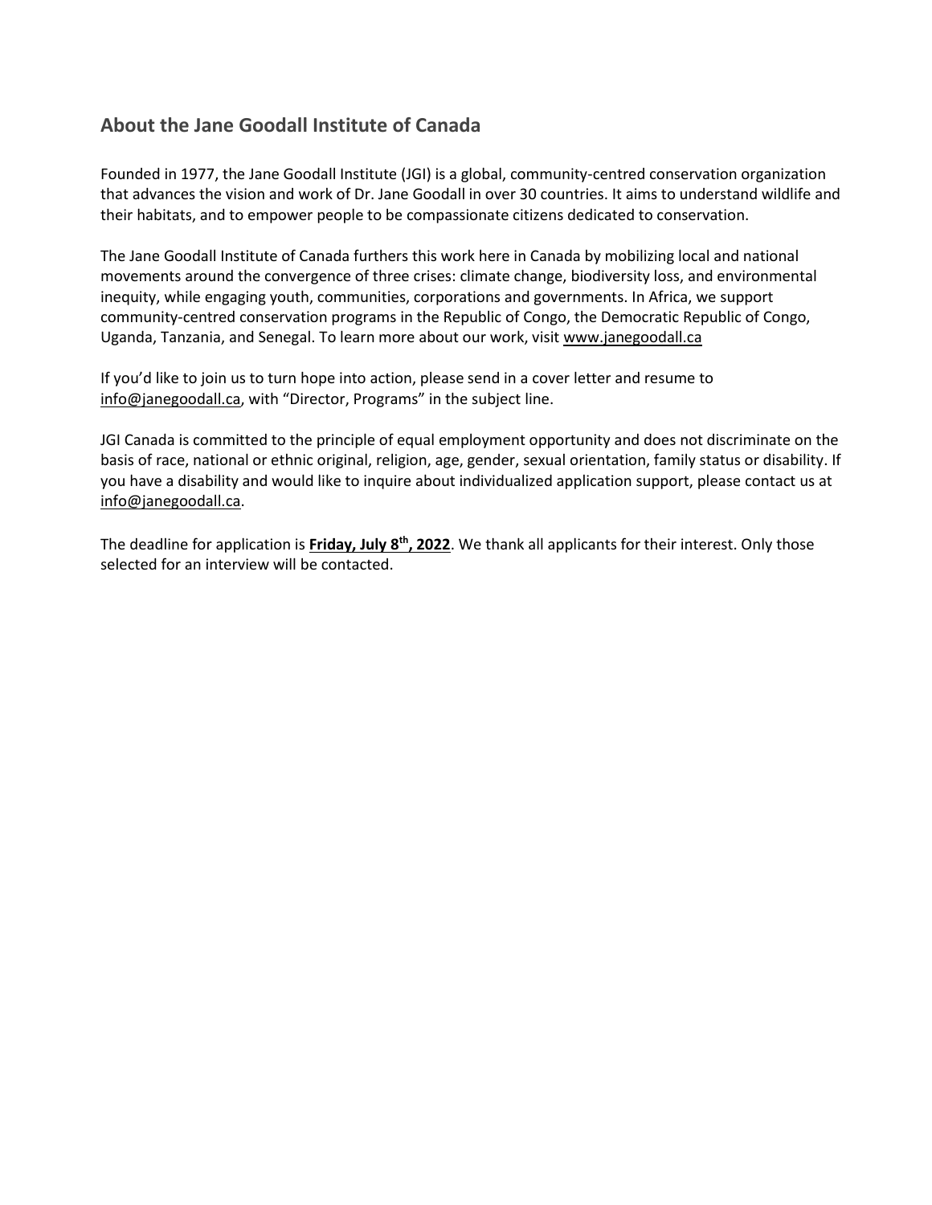## About the Jane Goodall Institute of Canada

Founded in 1977, the Jane Goodall Institute (JGI) is a global, community-centred conservation organization that advances the vision and work of Dr. Jane Goodall in over 30 countries. It aims to understand wildlife and their habitats, and to empower people to be compassionate citizens dedicated to conservation.

The Jane Goodall Institute of Canada furthers this work here in Canada by mobilizing local and national movements around the convergence of three crises: climate change, biodiversity loss, and environmental inequity, while engaging youth, communities, corporations and governments. In Africa, we support community-centred conservation programs in the Republic of Congo, the Democratic Republic of Congo, Uganda, Tanzania, and Senegal. To learn more about our work, visit www.janegoodall.ca

If you'd like to join us to turn hope into action, please send in a cover letter and resume to info@janegoodall.ca, with "Director, Programs" in the subject line.

JGI Canada is committed to the principle of equal employment opportunity and does not discriminate on the basis of race, national or ethnic original, religion, age, gender, sexual orientation, family status or disability. If you have a disability and would like to inquire about individualized application support, please contact us at info@janegoodall.ca.

The deadline for application is **Friday, July 8th, 2022**. We thank all applicants for their interest. Only those selected for an interview will be contacted.